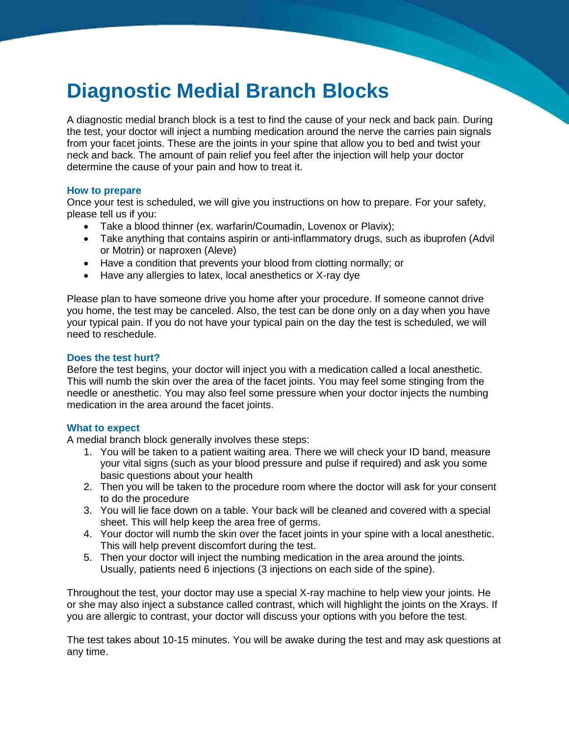# Diagnostic Medial Branch Blocks

A diagnostic medial branch block is a test to find the cause of your neck and back pain. During the test, your doctor will inject a numbing medication around the nerve the carries pain signals from your facet joints. These are the joints in your spine that allow you to bed and twist your neck and back. The amount of pain relief you feel after the injection will help your doctor determine the cause of your pain and how to treat it.

### How to prepare

Once your test is scheduled, we will give you instructions on how to prepare. For your safety, please tell us if you:

- Take a blood thinner (ex. warfarin/Coumadin, Lovenox or Plavix);
- Take anything that contains aspirin or anti-inflammatory drugs, such as ibuprofen (Advil or Motrin) or naproxen (Aleve)
- Have a condition that prevents your blood from clotting normally; or
- Have any allergies to latex, local anesthetics or X-ray dye

Please plan to have someone drive you home after your procedure. If someone cannot drive you home, the test may be canceled. Also, the test can be done only on a day when you have your typical pain. If you do not have your typical pain on the day the test is scheduled, we will need to reschedule.

### Does the test hurt?

Before the test begins, your doctor will inject you with a medication called a local anesthetic. This will numb the skin over the area of the facet joints. You may feel some stinging from the needle or anesthetic. You may also feel some pressure when your doctor injects the numbing medication in the area around the facet joints.

### What to expect

A medial branch block generally involves these steps:

1. You will be taken to a patient waiting area. There we will check your ID band, measure your vital signs (such as your blood pressure and pulse if required) and ask you some basic questions about your health
2. Then you will be taken to the procedure room where the doctor will ask for your consent to do the procedure
3. You will lie face down on a table. Your back will be cleaned and covered with a special sheet. This will help keep the area free of germs.
4. Your doctor will numb the skin over the facet joints in your spine with a local anesthetic. This will help prevent discomfort during the test.
5. Then your doctor will inject the numbing medication in the area around the joints. Usually, patients need 6 injections (3 injections on each side of the spine).

Throughout the test, your doctor may use a special X-ray machine to help view your joints. He or she may also inject a substance called contrast, which will highlight the joints on the Xrays. If you are allergic to contrast, your doctor will discuss your options with you before the test.

The test takes about 10-15 minutes. You will be awake during the test and may ask questions at any time.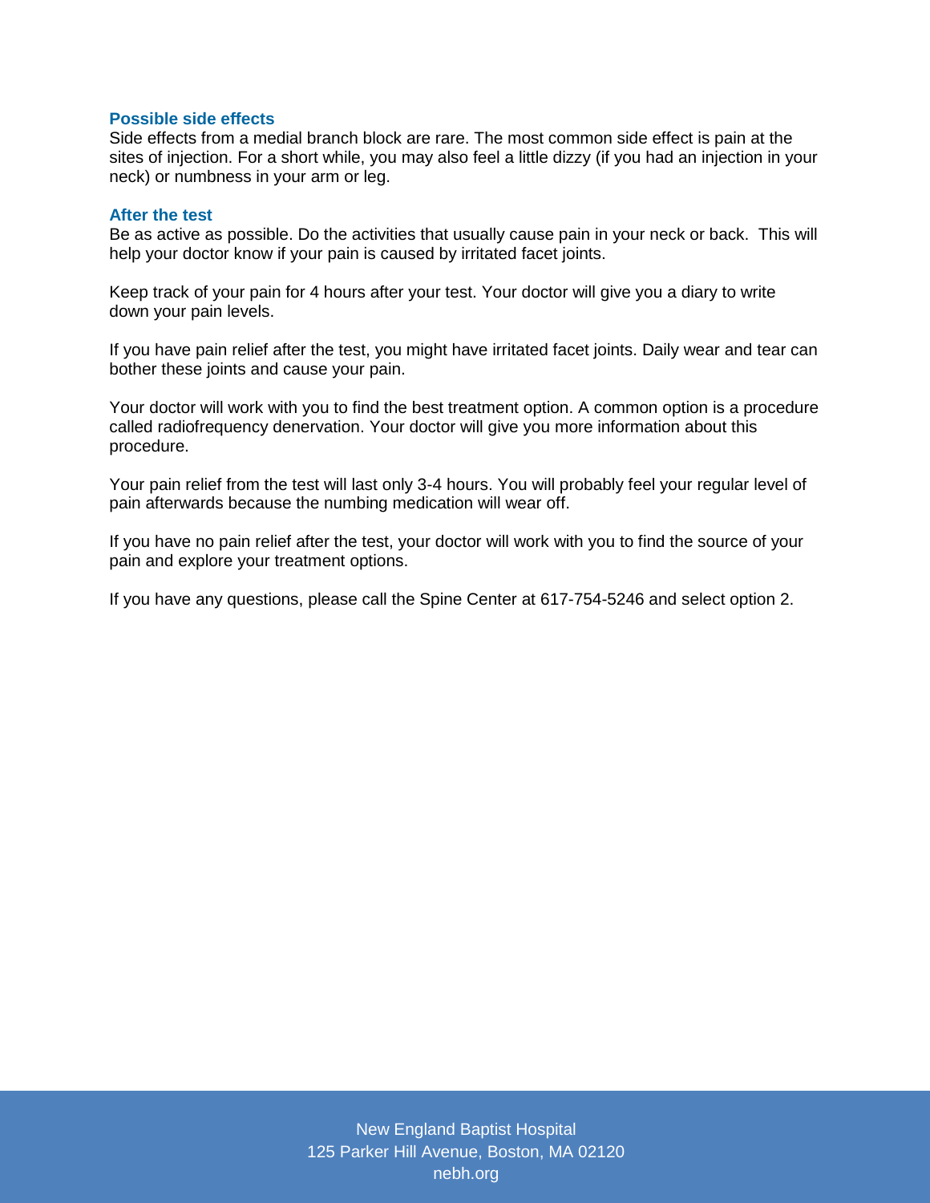## Possible side effects

Side effects from a medial branch block are rare. The most common side effect is pain at the sites of injection. For a short while, you may also feel a little dizzy (if you had an injection in your neck) or numbness in your arm or leg.

## After the test

Be as active as possible. Do the activities that usually cause pain in your neck or back. This will help your doctor know if your pain is caused by irritated facet joints.

Keep track of your pain for 4 hours after your test. Your doctor will give you a diary to write down your pain levels.

If you have pain relief after the test, you might have irritated facet joints. Daily wear and tear can bother these joints and cause your pain.

Your doctor will work with you to find the best treatment option. A common option is a procedure called radiofrequency denervation. Your doctor will give you more information about this procedure.

Your pain relief from the test will last only 3-4 hours. You will probably feel your regular level of pain afterwards because the numbing medication will wear off.

If you have no pain relief after the test, your doctor will work with you to find the source of your pain and explore your treatment options.

If you have any questions, please call the Spine Center at 617-754-5246 and select option 2.

New England Baptist Hospital
125 Parker Hill Avenue, Boston, MA 02120
nebh.org